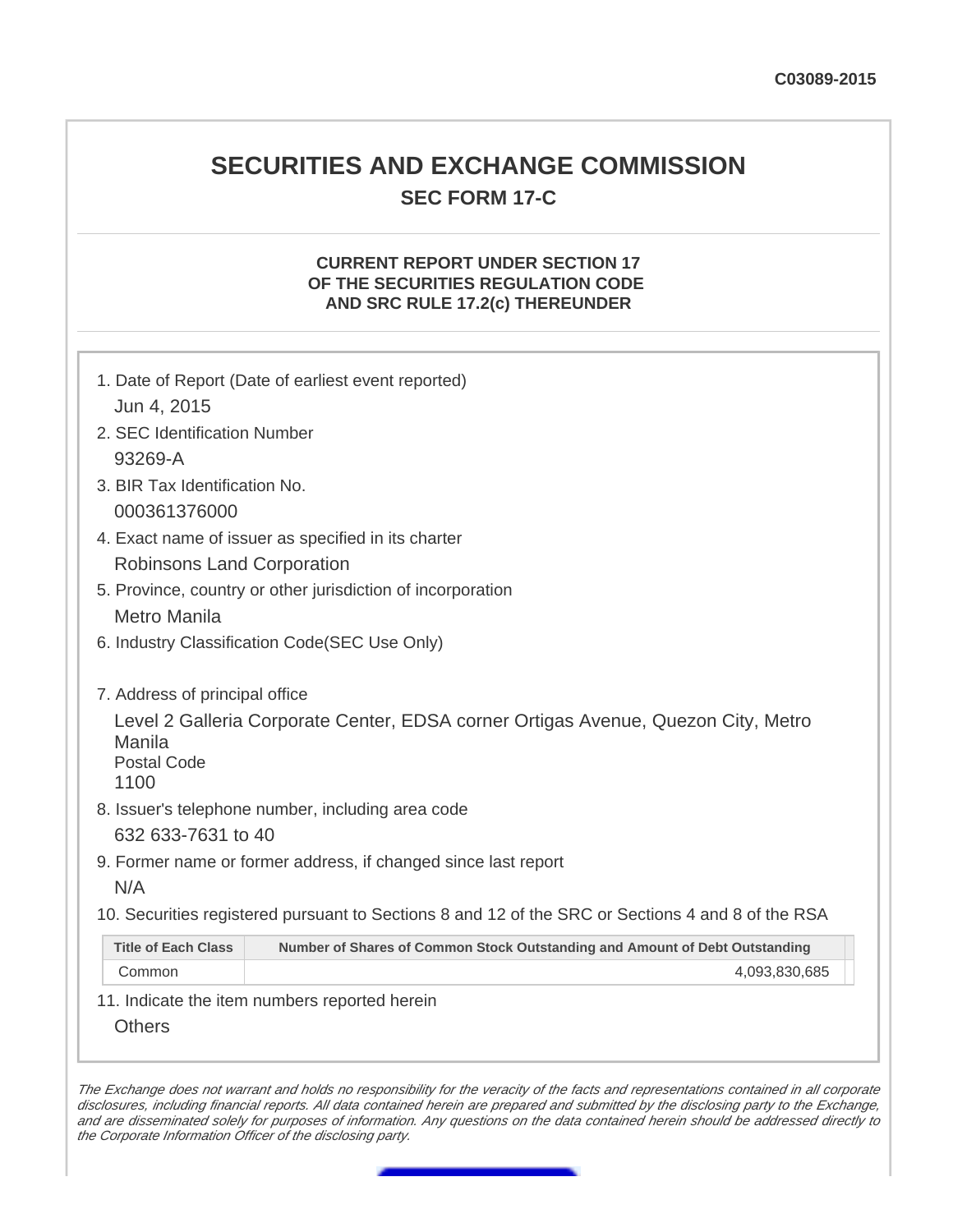C03089-2015

# SECURITIES AND EXCHANGE COMMISSION

## SEC FORM 17-C

### CURRENT REPORT UNDER SECTION 17 OF THE SECURITIES REGULATION CODE AND SRC RULE 17.2(c) THEREUNDER

1. Date of Report (Date of earliest event reported)

   Jun 4, 2015

2. SEC Identification Number

   93269-A

3. BIR Tax Identification No.

   000361376000

4. Exact name of issuer as specified in its charter

   Robinsons Land Corporation

5. Province, country or other jurisdiction of incorporation

   Metro Manila

6. Industry Classification Code(SEC Use Only)

7. Address of principal office

   Level 2 Galleria Corporate Center, EDSA corner Ortigas Avenue, Quezon City, Metro Manila

   Postal Code

   1100

8. Issuer's telephone number, including area code

   632 633-7631 to 40

9. Former name or former address, if changed since last report

   N/A

10. Securities registered pursuant to Sections 8 and 12 of the SRC or Sections 4 and 8 of the RSA

| Title of Each Class | Number of Shares of Common Stock Outstanding and Amount of Debt Outstanding |
|---|---|
| Common | 4,093,830,685 |

11. Indicate the item numbers reported herein

    Others

*The Exchange does not warrant and holds no responsibility for the veracity of the facts and representations contained in all corporate disclosures, including financial reports. All data contained herein are prepared and submitted by the disclosing party to the Exchange, and are disseminated solely for purposes of information. Any questions on the data contained herein should be addressed directly to the Corporate Information Officer of the disclosing party.*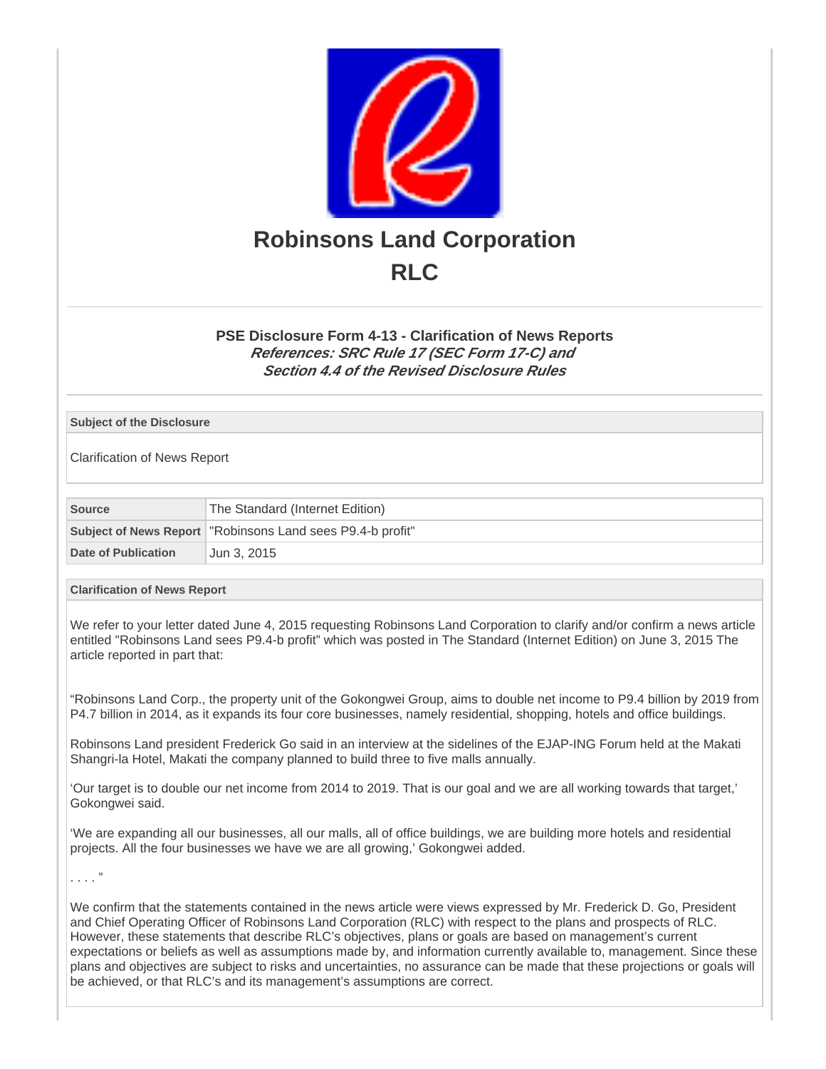# Robinsons Land Corporation
# RLC

### PSE Disclosure Form 4-13 - Clarification of News Reports
***References: SRC Rule 17 (SEC Form 17-C) and Section 4.4 of the Revised Disclosure Rules***

| Subject of the Disclosure |
|---|
| Clarification of News Report |

| | |
|---|---|
| **Source** | The Standard (Internet Edition) |
| **Subject of News Report** | "Robinsons Land sees P9.4-b profit" |
| **Date of Publication** | Jun 3, 2015 |

**Clarification of News Report**

We refer to your letter dated June 4, 2015 requesting Robinsons Land Corporation to clarify and/or confirm a news article entitled "Robinsons Land sees P9.4-b profit" which was posted in The Standard (Internet Edition) on June 3, 2015 The article reported in part that:

"Robinsons Land Corp., the property unit of the Gokongwei Group, aims to double net income to P9.4 billion by 2019 from P4.7 billion in 2014, as it expands its four core businesses, namely residential, shopping, hotels and office buildings.

Robinsons Land president Frederick Go said in an interview at the sidelines of the EJAP-ING Forum held at the Makati Shangri-la Hotel, Makati the company planned to build three to five malls annually.

'Our target is to double our net income from 2014 to 2019. That is our goal and we are all working towards that target,' Gokongwei said.

'We are expanding all our businesses, all our malls, all of office buildings, we are building more hotels and residential projects. All the four businesses we have we are all growing,' Gokongwei added.

. . . . "

We confirm that the statements contained in the news article were views expressed by Mr. Frederick D. Go, President and Chief Operating Officer of Robinsons Land Corporation (RLC) with respect to the plans and prospects of RLC. However, these statements that describe RLC's objectives, plans or goals are based on management's current expectations or beliefs as well as assumptions made by, and information currently available to, management. Since these plans and objectives are subject to risks and uncertainties, no assurance can be made that these projections or goals will be achieved, or that RLC's and its management's assumptions are correct.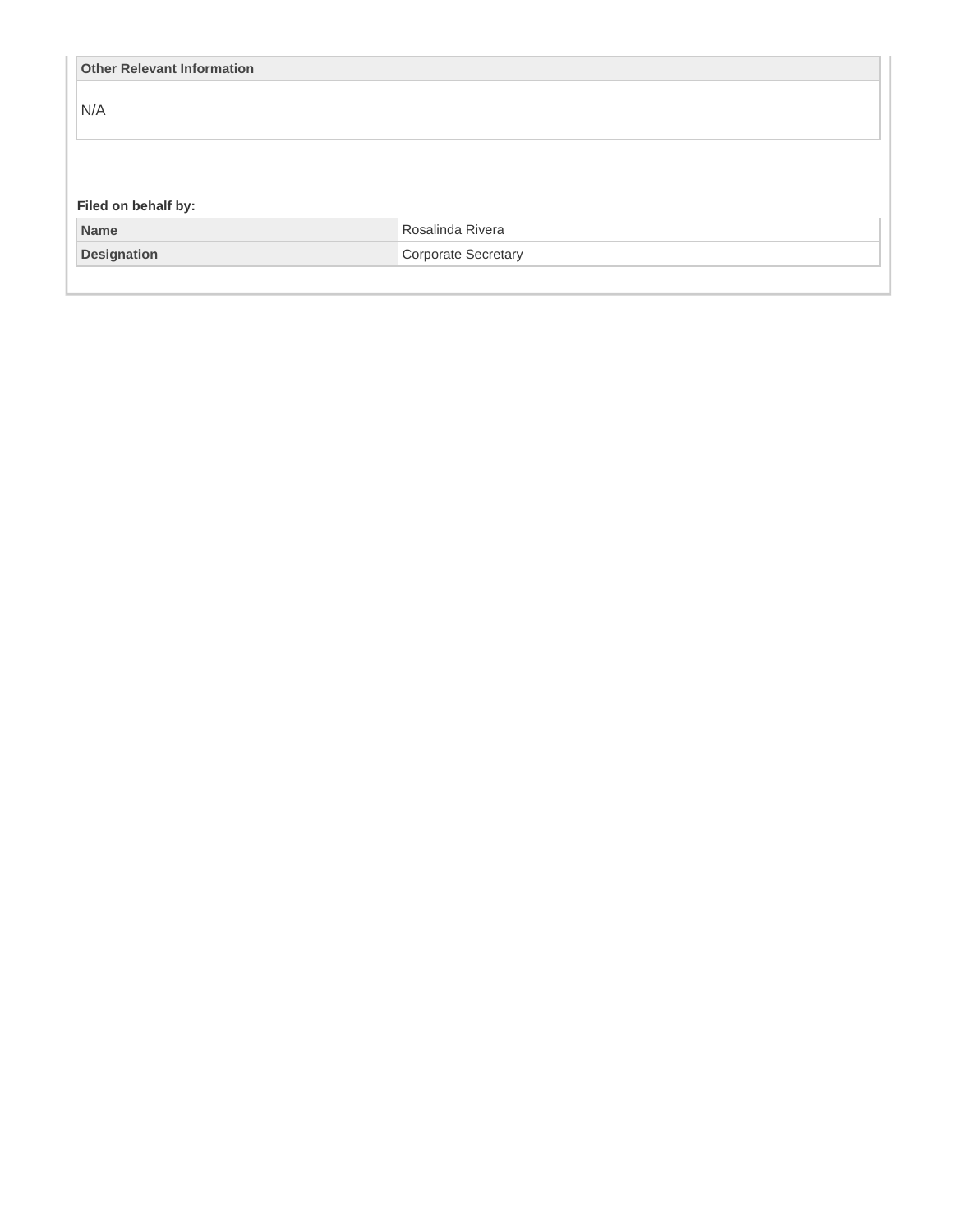| Other Relevant Information |
| --- |
| N/A |

**Filed on behalf by:**

| | |
| --- | --- |
| **Name** | Rosalinda Rivera |
| **Designation** | Corporate Secretary |